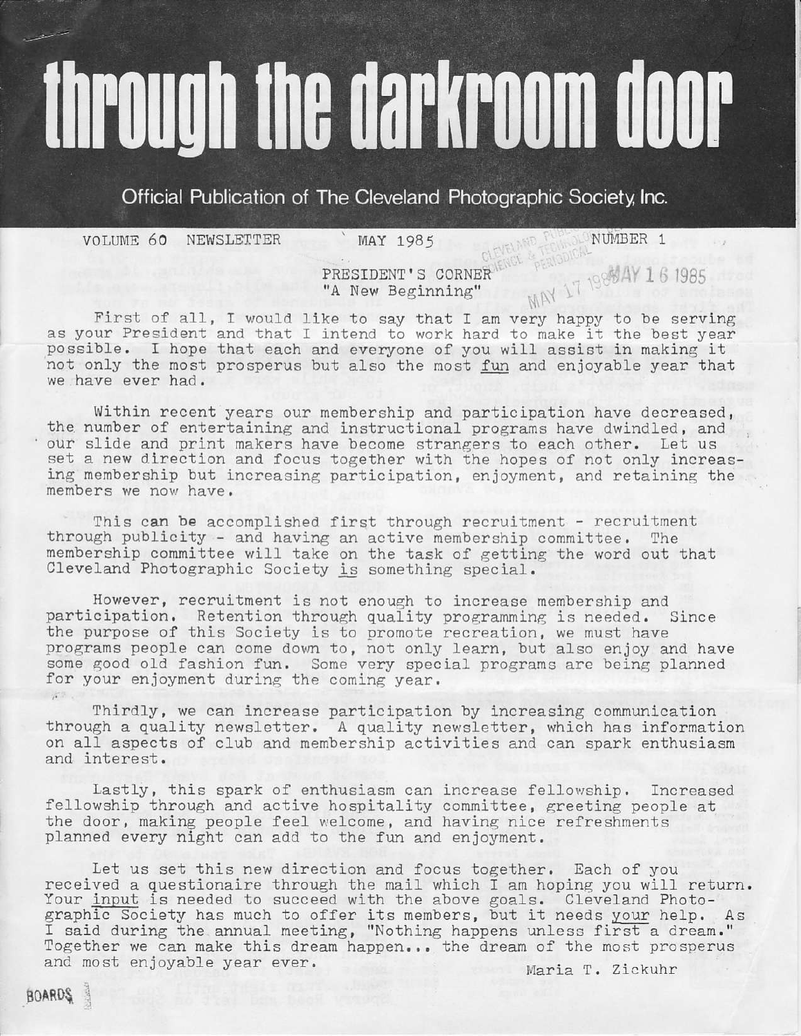# through the darkroom door

Official Publication of The Cleveland Photographic Society, Inc.

VOLUME 60 NEWSLETTER MAY 1985 NUMBER 1

## PRESIDENT'S CORNER
### "A New Beginning"

First of all, I would like to say that I am very happy to be serving as your President and that I intend to work hard to make it the best year possible. I hope that each and everyone of you will assist in making it not only the most prosperus but also the most fun and enjoyable year that we have ever had.

Within recent years our membership and participation have decreased, the number of entertaining and instructional programs have dwindled, and our slide and print makers have become strangers to each other. Let us set a new direction and focus together with the hopes of not only increasing membership but increasing participation, enjoyment, and retaining the members we now have.

This can be accomplished first through recruitment - recruitment through publicity - and having an active membership committee. The membership committee will take on the task of getting the word out that Cleveland Photographic Society is something special.

However, recruitment is not enough to increase membership and participation. Retention through quality programming is needed. Since the purpose of this Society is to promote recreation, we must have programs people can come down to, not only learn, but also enjoy and have some good old fashion fun. Some very special programs are being planned for your enjoyment during the coming year.

Thirdly, we can increase participation by increasing communication through a quality newsletter. A quality newsletter, which has information on all aspects of club and membership activities and can spark enthusiasm and interest.

Lastly, this spark of enthusiasm can increase fellowship. Increased fellowship through and active hospitality committee, greeting people at the door, making people feel welcome, and having nice refreshments planned every night can add to the fun and enjoyment.

Let us set this new direction and focus together. Each of you received a questionaire through the mail which I am hoping you will return. Your input is needed to succeed with the above goals. Cleveland Photographic Society has much to offer its members, but it needs your help. As I said during the annual meeting, "Nothing happens unless first a dream." Together we can make this dream happen... the dream of the most prosperus and most enjoyable year ever.

Maria T. Zickuhr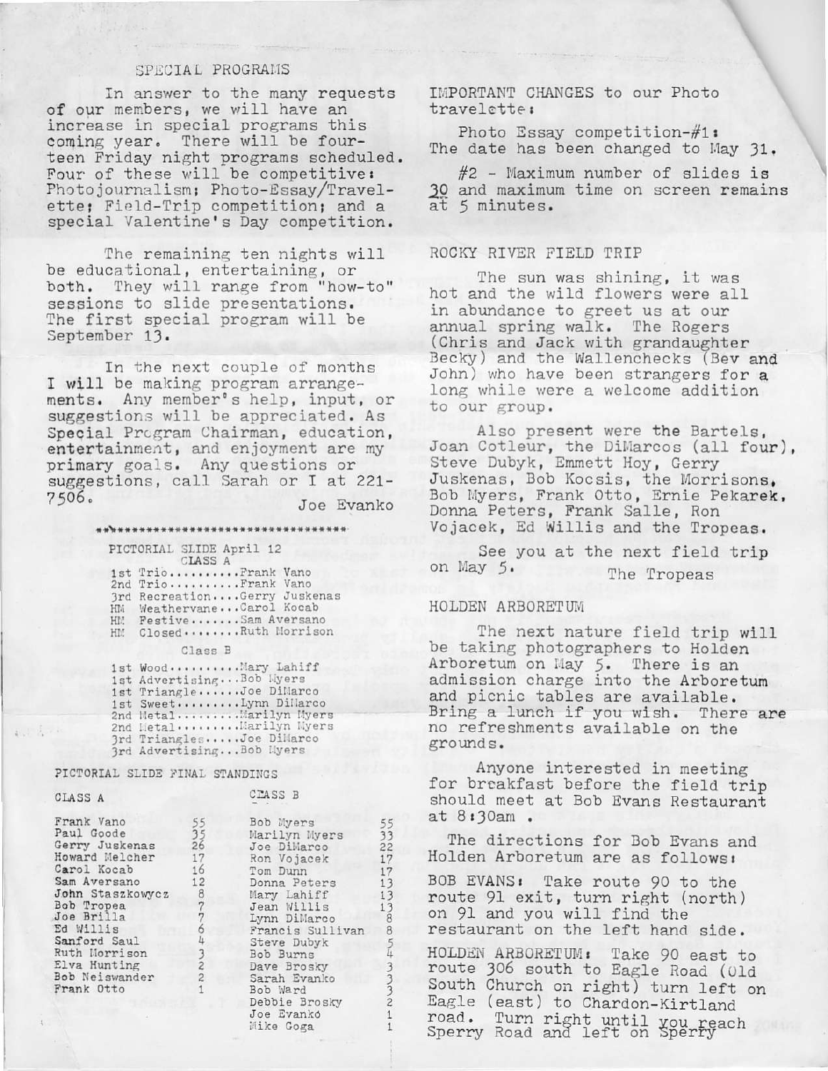## SPECIAL PROGRAMS

In answer to the many requests of our members, we will have an increase in special programs this coming year. There will be fourteen Friday night programs scheduled. Four of these will be competitive: Photojournalism; Photo-Essay/Travelette; Field-Trip competition; and a special Valentine's Day competition.

The remaining ten nights will be educational, entertaining, or both. They will range from "how-to" sessions to slide presentations. The first special program will be September 13.

In the next couple of months I will be making program arrangements. Any member's help, input, or suggestions will be appreciated. As Special Program Chairman, education, entertainment, and enjoyment are my primary goals. Any questions or suggestions, call Sarah or I at 221-7506.

Joe Evanko

\*\*\*\*\*\*\*\*\*\*\*\*\*\*\*\*\*\*\*\*\*\*\*\*\*\*\*\*\*\*\*\*\*\*\*

## PICTORIAL SLIDE April 12

### CLASS A

| | Title | Name |
|---|---|---|
| 1st | Trio | Frank Vano |
| 2nd | Trio | Frank Vano |
| 3rd | Recreation | Gerry Juskenas |
| HM | Weathervane | Carol Kocab |
| HM | Festive | Sam Aversano |
| HM | Closed | Ruth Morrison |

### Class B

| | Title | Name |
|---|---|---|
| 1st | Wood | Mary Lahiff |
| 1st | Advertising | Bob Myers |
| 1st | Triangle | Joe DiMarco |
| 1st | Sweet | Lynn DiMarco |
| 2nd | Metal | Marilyn Myers |
| 2nd | Metal | Marilyn Myers |
| 3rd | Triangles | Joe DiMarco |
| 3rd | Advertising | Bob Myers |

## PICTORIAL SLIDE FINAL STANDINGS

| CLASS A | | CLASS B | |
|---|---|---|---|
| Frank Vano | 55 | Bob Myers | 55 |
| Paul Goode | 35 | Marilyn Myers | 33 |
| Gerry Juskenas | 26 | Joe DiMarco | 22 |
| Howard Melcher | 17 | Ron Vojacek | 17 |
| Carol Kocab | 16 | Tom Dunn | 17 |
| Sam Aversano | 12 | Donna Peters | 13 |
| John Staszkowycz | 8 | Mary Lahiff | 13 |
| Bob Tropea | 7 | Jean Willis | 13 |
| Joe Brilla | 7 | Lynn DiMarco | 8 |
| Ed Willis | 6 | Francis Sullivan | 8 |
| Sanford Saul | 4 | Steve Dubyk | 5 |
| Ruth Morrison | 3 | Bob Burns | 4 |
| Elva Hunting | 2 | Dave Brosky | 3 |
| Bob Neiswander | 2 | Sarah Evanko | 3 |
| Frank Otto | 1 | Bob Ward | 3 |
| | | Debbie Brosky | 2 |
| | | Joe Evanko | 1 |
| | | Mike Goga | 1 |

## IMPORTANT CHANGES to our Photo travelette:

Photo Essay competition-#1: The date has been changed to May 31.

#2 - Maximum number of slides is 30 and maximum time on screen remains at 5 minutes.

## ROCKY RIVER FIELD TRIP

The sun was shining, it was hot and the wild flowers were all in abundance to greet us at our annual spring walk. The Rogers (Chris and Jack with grandaughter Becky) and the Wallenchecks (Bev and John) who have been strangers for a long while were a welcome addition to our group.

Also present were the Bartels, Joan Cotleur, the DiMarcos (all four), Steve Dubyk, Emmett Hoy, Gerry Juskenas, Bob Kocsis, the Morrisons, Bob Myers, Frank Otto, Ernie Pekarek, Donna Peters, Frank Salle, Ron Vojacek, Ed Willis and the Tropeas.

See you at the next field trip on May 5.

The Tropeas

## HOLDEN ARBORETUM

The next nature field trip will be taking photographers to Holden Arboretum on May 5. There is an admission charge into the Arboretum and picnic tables are available. Bring a lunch if you wish. There are no refreshments available on the grounds.

Anyone interested in meeting for breakfast before the field trip should meet at Bob Evans Restaurant at 8:30am .

The directions for Bob Evans and Holden Arboretum are as follows:

BOB EVANS: Take route 90 to the route 91 exit, turn right (north) on 91 and you will find the restaurant on the left hand side.

HOLDEN ARBORETUM: Take 90 east to route 306 south to Eagle Road (Old South Church on right) turn left on Eagle (east) to Chardon-Kirtland road. Turn right until you reach Sperry Road and left on Sperry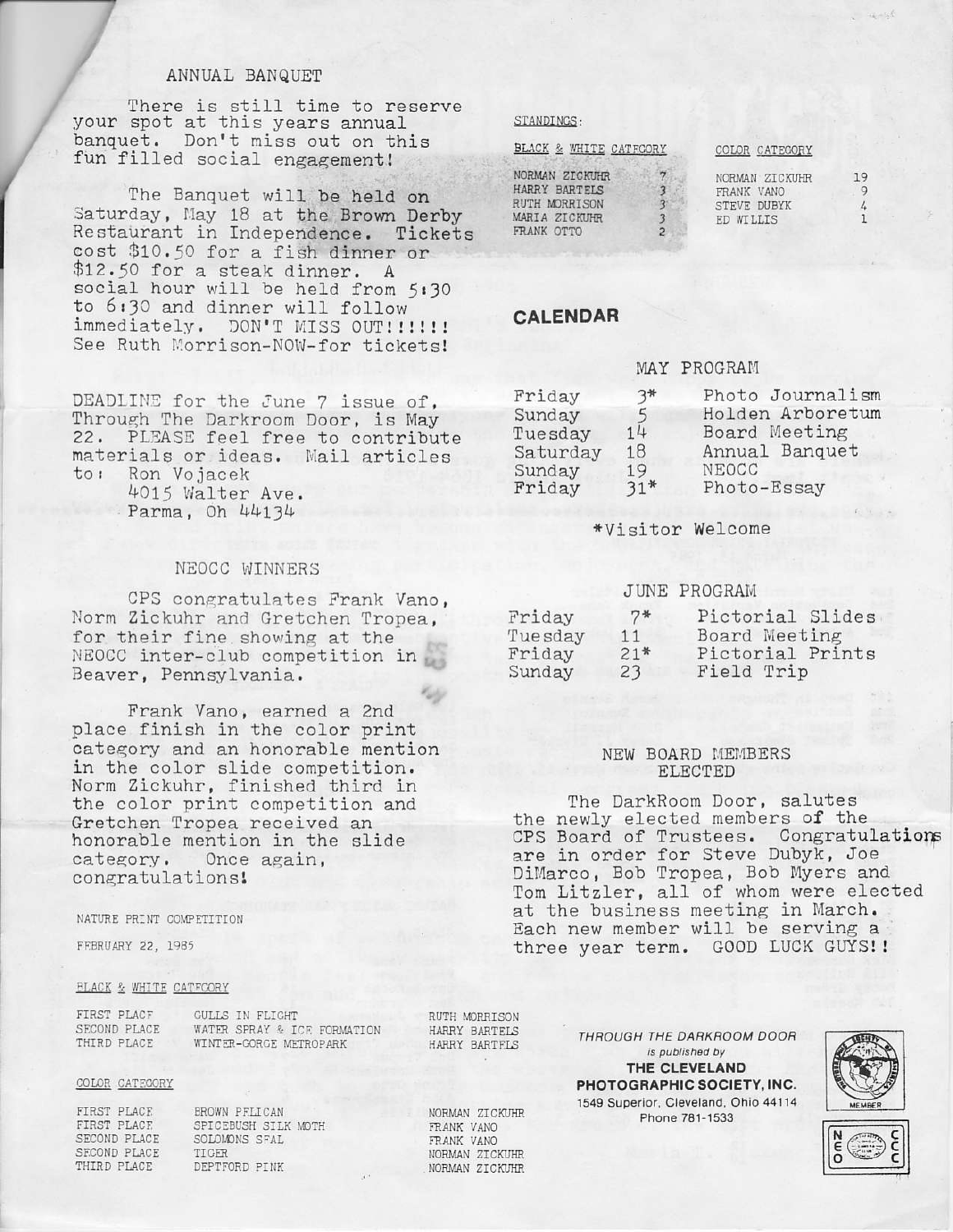## ANNUAL BANQUET

There is still time to reserve your spot at this years annual banquet. Don't miss out on this fun filled social engagement!

The Banquet will be held on Saturday, May 18 at the Brown Derby Restaurant in Independence. Tickets cost $10.50 for a fish dinner or $12.50 for a steak dinner. A social hour will be held from 5:30 to 6:30 and dinner will follow immediately. DON'T MISS OUT!!!!!! See Ruth Morrison-NOW-for tickets!

DEADLINE for the June 7 issue of, Through The Darkroom Door, is May 22. PLEASE feel free to contribute materials or ideas. Mail articles to: Ron Vojacek
4015 Walter Ave.
Parma, Oh 44134

## NEOCC WINNERS

CPS congratulates Frank Vano, Norm Zickuhr and Gretchen Tropea, for their fine showing at the NEOCC inter-club competition in Beaver, Pennsylvania.

Frank Vano, earned a 2nd place finish in the color print category and an honorable mention in the color slide competition. Norm Zickuhr, finished third in the color print competition and Gretchen Tropea received an honorable mention in the slide category. Once again, congratulations!

NATURE PRINT COMPETITION

FEBRUARY 22, 1985

BLACK & WHITE CATEGORY

| | | |
|---|---|---|
| FIRST PLACE | GULLS IN FLIGHT | RUTH MORRISON |
| SECOND PLACE | WATER SPRAY & ICE FORMATION | HARRY BARTELS |
| THIRD PLACE | WINTER-GORGE METROPARK | HARRY BARTELS |

COLOR CATEGORY

| | | |
|---|---|---|
| FIRST PLACE | BROWN PELICAN | NORMAN ZICKUHR |
| FIRST PLACE | SPICEBUSH SILK MOTH | FRANK VANO |
| SECOND PLACE | SOLOMONS SEAL | FRANK VANO |
| SECOND PLACE | TIGER | NORMAN ZICKUHR |
| THIRD PLACE | DEPTFORD PINK | NORMAN ZICKUHR |

STANDINGS:

BLACK & WHITE CATEGORY

| | |
|---|---|
| NORMAN ZICKUHR | 7 |
| HARRY BARTELS | 3 |
| RUTH MORRISON | 3 |
| MARIA ZICKUHR | 3 |
| FRANK OTTO | 2 |

COLOR CATEGORY

| | |
|---|---|
| NORMAN ZICKUHR | 19 |
| FRANK VANO | 9 |
| STEVE DUBYK | 4 |
| ED WILLIS | 1 |

## CALENDAR

MAY PROGRAM

| | | |
|---|---|---|
| Friday | 3* | Photo Journalism |
| Sunday | 5 | Holden Arboretum |
| Tuesday | 14 | Board Meeting |
| Saturday | 18 | Annual Banquet |
| Sunday | 19 | NEOCC |
| Friday | 31* | Photo-Essay |

*Visitor Welcome

JUNE PROGRAM

| | | |
|---|---|---|
| Friday | 7* | Pictorial Slides |
| Tuesday | 11 | Board Meeting |
| Friday | 21* | Pictorial Prints |
| Sunday | 23 | Field Trip |

## NEW BOARD MEMBERS ELECTED

The DarkRoom Door, salutes the newly elected members of the CPS Board of Trustees. Congratulations are in order for Steve Dubyk, Joe DiMarco, Bob Tropea, Bob Myers and Tom Litzler, all of whom were elected at the business meeting in March. Each new member will be serving a three year term. GOOD LUCK GUYS!!

*THROUGH THE DARKROOM DOOR*
*is published by*
**THE CLEVELAND PHOTOGRAPHIC SOCIETY, INC.**
1549 Superior, Cleveland, Ohio 44114
Phone 781-1533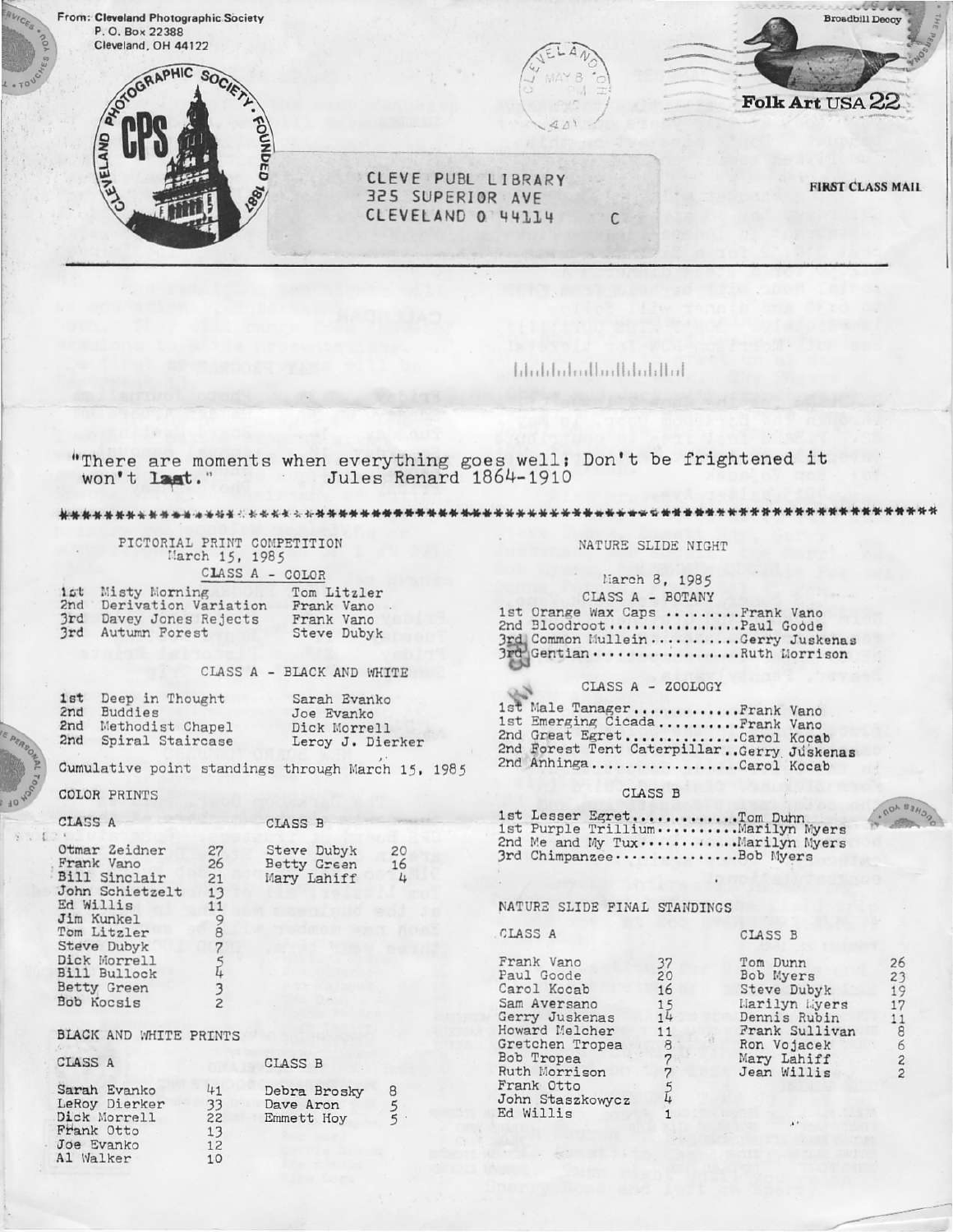From: **Cleveland Photographic Society**
P. O. Box 22388
Cleveland, OH 44122

CLEVELAND PHOTOGRAPHIC SOCIETY · FOUNDED 1887

CLEVE PUBL LIBRARY
325 SUPERIOR AVE
CLEVELAND O 44114 C

Broadbill Decoy
Folk Art USA 22

FIRST CLASS MAIL

"There are moments when everything goes well; Don't be frightened it won't last." Jules Renard 1864-1910

## PICTORIAL PRINT COMPETITION

March 15, 1985

### CLASS A - COLOR

| | | |
|---|---|---|
| 1st | Misty Morning | Tom Litzler |
| 2nd | Derivation Variation | Frank Vano |
| 3rd | Davey Jones Rejects | Frank Vano |
| 3rd | Autumn Forest | Steve Dubyk |

### CLASS A - BLACK AND WHITE

| | | |
|---|---|---|
| 1st | Deep in Thought | Sarah Evanko |
| 2nd | Buddies | Joe Evanko |
| 2nd | Methodist Chapel | Dick Morrell |
| 2nd | Spiral Staircase | Leroy J. Dierker |

Cumulative point standings through March 15, 1985

### COLOR PRINTS

| CLASS A | | CLASS B | |
|---|---|---|---|
| Otmar Zeidner | 27 | Steve Dubyk | 20 |
| Frank Vano | 26 | Betty Green | 16 |
| Bill Sinclair | 21 | Mary Lahiff | 4 |
| John Schietzelt | 13 | | |
| Ed Willis | 11 | | |
| Jim Kunkel | 9 | | |
| Tom Litzler | 8 | | |
| Steve Dubyk | 7 | | |
| Dick Morrell | 5 | | |
| Bill Bullock | 4 | | |
| Betty Green | 3 | | |
| Bob Kocsis | 2 | | |

### BLACK AND WHITE PRINTS

| CLASS A | | CLASS B | |
|---|---|---|---|
| Sarah Evanko | 41 | Debra Brosky | 8 |
| LeRoy Dierker | 33 | Dave Aron | 5 |
| Dick Morrell | 22 | Emmett Hoy | 5 |
| Frank Otto | 13 | | |
| Joe Evanko | 12 | | |
| Al Walker | 10 | | |

## NATURE SLIDE NIGHT

March 8, 1985

### CLASS A - BOTANY

1st Orange Wax Caps .........Frank Vano
2nd Bloodroot ...............Paul Goode
3rd Common Mullein...........Gerry Juskenas
3rd Gentian..................Ruth Morrison

### CLASS A - ZOOLOGY

1st Male Tanager.............Frank Vano
1st Emerging Cicada..........Frank Vano
2nd Great Egret..............Carol Kocab
2nd Forest Tent Caterpillar..Gerry Juskenas
2nd Anhinga..................Carol Kocab

### CLASS B

1st Lesser Egret.............Tom Dunn
1st Purple Trillium..........Marilyn Myers
2nd Me and My Tux............Marilyn Myers
3rd Chimpanzee...............Bob Myers

## NATURE SLIDE FINAL STANDINGS

| CLASS A | | CLASS B | |
|---|---|---|---|
| Frank Vano | 37 | Tom Dunn | 26 |
| Paul Goode | 20 | Bob Myers | 23 |
| Carol Kocab | 16 | Steve Dubyk | 19 |
| Sam Aversano | 15 | Marilyn Myers | 17 |
| Gerry Juskenas | 14 | Dennis Rubin | 11 |
| Howard Melcher | 11 | Frank Sullivan | 8 |
| Gretchen Tropea | 8 | Ron Vojacek | 6 |
| Bob Tropea | 7 | Mary Lahiff | 2 |
| Ruth Morrison | 7 | Jean Willis | 2 |
| Frank Otto | 5 | | |
| John Staszkowycz | 4 | | |
| Ed Willis | 1 | | |